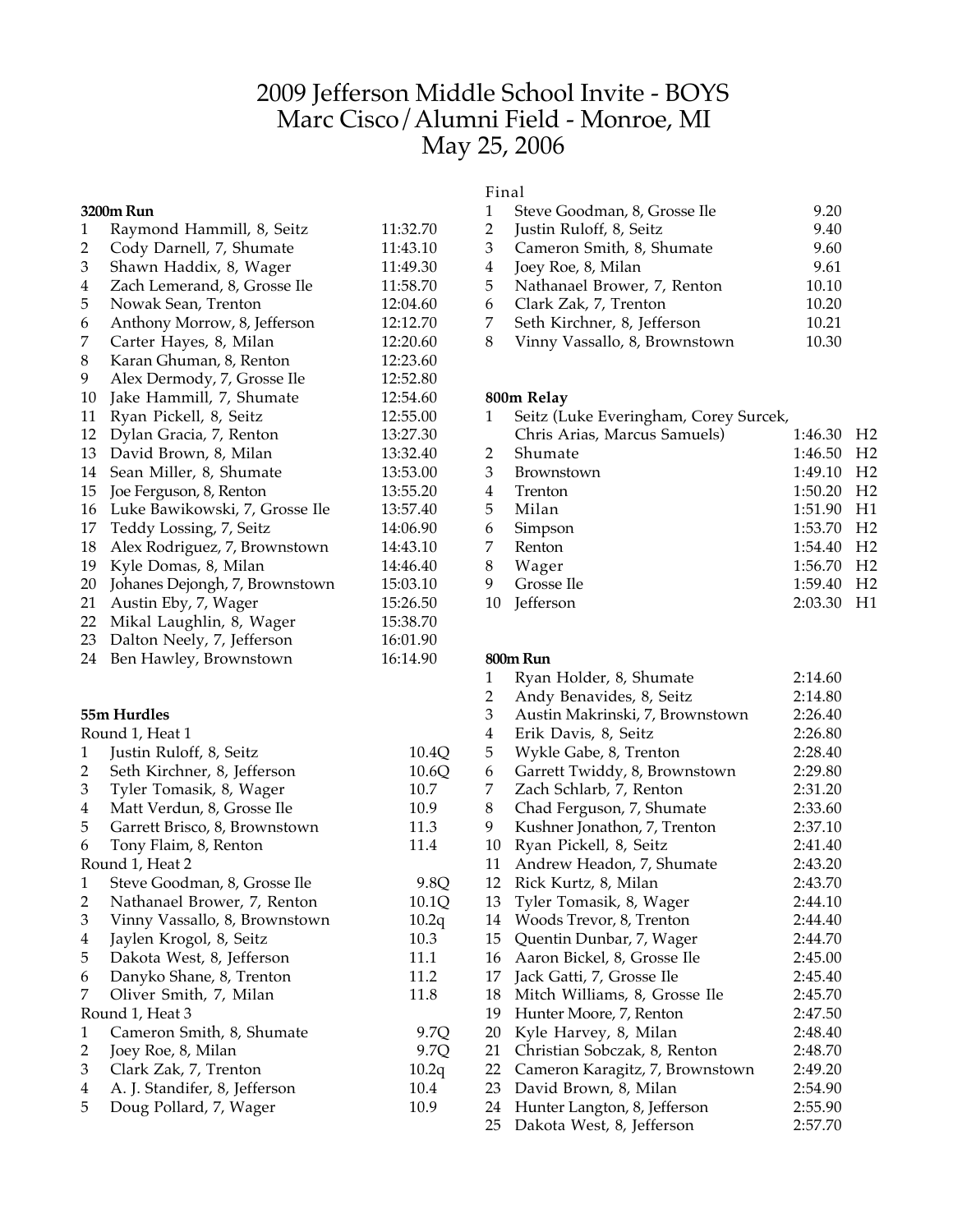# 2009 Jefferson Middle School Invite - BOYS
## Marc Cisco/Alumni Field - Monroe, MI
## May 25, 2006

### 3200m Run

| Place | Name | Time |
|---|---|---|
| 1 | Raymond Hammill, 8, Seitz | 11:32.70 |
| 2 | Cody Darnell, 7, Shumate | 11:43.10 |
| 3 | Shawn Haddix, 8, Wager | 11:49.30 |
| 4 | Zach Lemerand, 8, Grosse Ile | 11:58.70 |
| 5 | Nowak Sean, Trenton | 12:04.60 |
| 6 | Anthony Morrow, 8, Jefferson | 12:12.70 |
| 7 | Carter Hayes, 8, Milan | 12:20.60 |
| 8 | Karan Ghuman, 8, Renton | 12:23.60 |
| 9 | Alex Dermody, 7, Grosse Ile | 12:52.80 |
| 10 | Jake Hammill, 7, Shumate | 12:54.60 |
| 11 | Ryan Pickell, 8, Seitz | 12:55.00 |
| 12 | Dylan Gracia, 7, Renton | 13:27.30 |
| 13 | David Brown, 8, Milan | 13:32.40 |
| 14 | Sean Miller, 8, Shumate | 13:53.00 |
| 15 | Joe Ferguson, 8, Renton | 13:55.20 |
| 16 | Luke Bawikowski, 7, Grosse Ile | 13:57.40 |
| 17 | Teddy Lossing, 7, Seitz | 14:06.90 |
| 18 | Alex Rodriguez, 7, Brownstown | 14:43.10 |
| 19 | Kyle Domas, 8, Milan | 14:46.40 |
| 20 | Johanes Dejongh, 7, Brownstown | 15:03.10 |
| 21 | Austin Eby, 7, Wager | 15:26.50 |
| 22 | Mikal Laughlin, 8, Wager | 15:38.70 |
| 23 | Dalton Neely, 7, Jefferson | 16:01.90 |
| 24 | Ben Hawley, Brownstown | 16:14.90 |

### 55m Hurdles

Round 1, Heat 1

| Place | Name | Time |
|---|---|---|
| 1 | Justin Ruloff, 8, Seitz | 10.4Q |
| 2 | Seth Kirchner, 8, Jefferson | 10.6Q |
| 3 | Tyler Tomasik, 8, Wager | 10.7 |
| 4 | Matt Verdun, 8, Grosse Ile | 10.9 |
| 5 | Garrett Brisco, 8, Brownstown | 11.3 |
| 6 | Tony Flaim, 8, Renton | 11.4 |

Round 1, Heat 2

| Place | Name | Time |
|---|---|---|
| 1 | Steve Goodman, 8, Grosse Ile | 9.8Q |
| 2 | Nathanael Brower, 7, Renton | 10.1Q |
| 3 | Vinny Vassallo, 8, Brownstown | 10.2q |
| 4 | Jaylen Krogol, 8, Seitz | 10.3 |
| 5 | Dakota West, 8, Jefferson | 11.1 |
| 6 | Danyko Shane, 8, Trenton | 11.2 |
| 7 | Oliver Smith, 7, Milan | 11.8 |

Round 1, Heat 3

| Place | Name | Time |
|---|---|---|
| 1 | Cameron Smith, 8, Shumate | 9.7Q |
| 2 | Joey Roe, 8, Milan | 9.7Q |
| 3 | Clark Zak, 7, Trenton | 10.2q |
| 4 | A. J. Standifer, 8, Jefferson | 10.4 |
| 5 | Doug Pollard, 7, Wager | 10.9 |

Final

| Place | Name | Time |
|---|---|---|
| 1 | Steve Goodman, 8, Grosse Ile | 9.20 |
| 2 | Justin Ruloff, 8, Seitz | 9.40 |
| 3 | Cameron Smith, 8, Shumate | 9.60 |
| 4 | Joey Roe, 8, Milan | 9.61 |
| 5 | Nathanael Brower, 7, Renton | 10.10 |
| 6 | Clark Zak, 7, Trenton | 10.20 |
| 7 | Seth Kirchner, 8, Jefferson | 10.21 |
| 8 | Vinny Vassallo, 8, Brownstown | 10.30 |

### 800m Relay

| Place | Team | Time | Heat |
|---|---|---|---|
| 1 | Seitz (Luke Everingham, Corey Surcek, Chris Arias, Marcus Samuels) | 1:46.30 | H2 |
| 2 | Shumate | 1:46.50 | H2 |
| 3 | Brownstown | 1:49.10 | H2 |
| 4 | Trenton | 1:50.20 | H2 |
| 5 | Milan | 1:51.90 | H1 |
| 6 | Simpson | 1:53.70 | H2 |
| 7 | Renton | 1:54.40 | H2 |
| 8 | Wager | 1:56.70 | H2 |
| 9 | Grosse Ile | 1:59.40 | H2 |
| 10 | Jefferson | 2:03.30 | H1 |

### 800m Run

| Place | Name | Time |
|---|---|---|
| 1 | Ryan Holder, 8, Shumate | 2:14.60 |
| 2 | Andy Benavides, 8, Seitz | 2:14.80 |
| 3 | Austin Makrinski, 7, Brownstown | 2:26.40 |
| 4 | Erik Davis, 8, Seitz | 2:26.80 |
| 5 | Wykle Gabe, 8, Trenton | 2:28.40 |
| 6 | Garrett Twiddy, 8, Brownstown | 2:29.80 |
| 7 | Zach Schlarb, 7, Renton | 2:31.20 |
| 8 | Chad Ferguson, 7, Shumate | 2:33.60 |
| 9 | Kushner Jonathon, 7, Trenton | 2:37.10 |
| 10 | Ryan Pickell, 8, Seitz | 2:41.40 |
| 11 | Andrew Headon, 7, Shumate | 2:43.20 |
| 12 | Rick Kurtz, 8, Milan | 2:43.70 |
| 13 | Tyler Tomasik, 8, Wager | 2:44.10 |
| 14 | Woods Trevor, 8, Trenton | 2:44.40 |
| 15 | Quentin Dunbar, 7, Wager | 2:44.70 |
| 16 | Aaron Bickel, 8, Grosse Ile | 2:45.00 |
| 17 | Jack Gatti, 7, Grosse Ile | 2:45.40 |
| 18 | Mitch Williams, 8, Grosse Ile | 2:45.70 |
| 19 | Hunter Moore, 7, Renton | 2:47.50 |
| 20 | Kyle Harvey, 8, Milan | 2:48.40 |
| 21 | Christian Sobczak, 8, Renton | 2:48.70 |
| 22 | Cameron Karagitz, 7, Brownstown | 2:49.20 |
| 23 | David Brown, 8, Milan | 2:54.90 |
| 24 | Hunter Langton, 8, Jefferson | 2:55.90 |
| 25 | Dakota West, 8, Jefferson | 2:57.70 |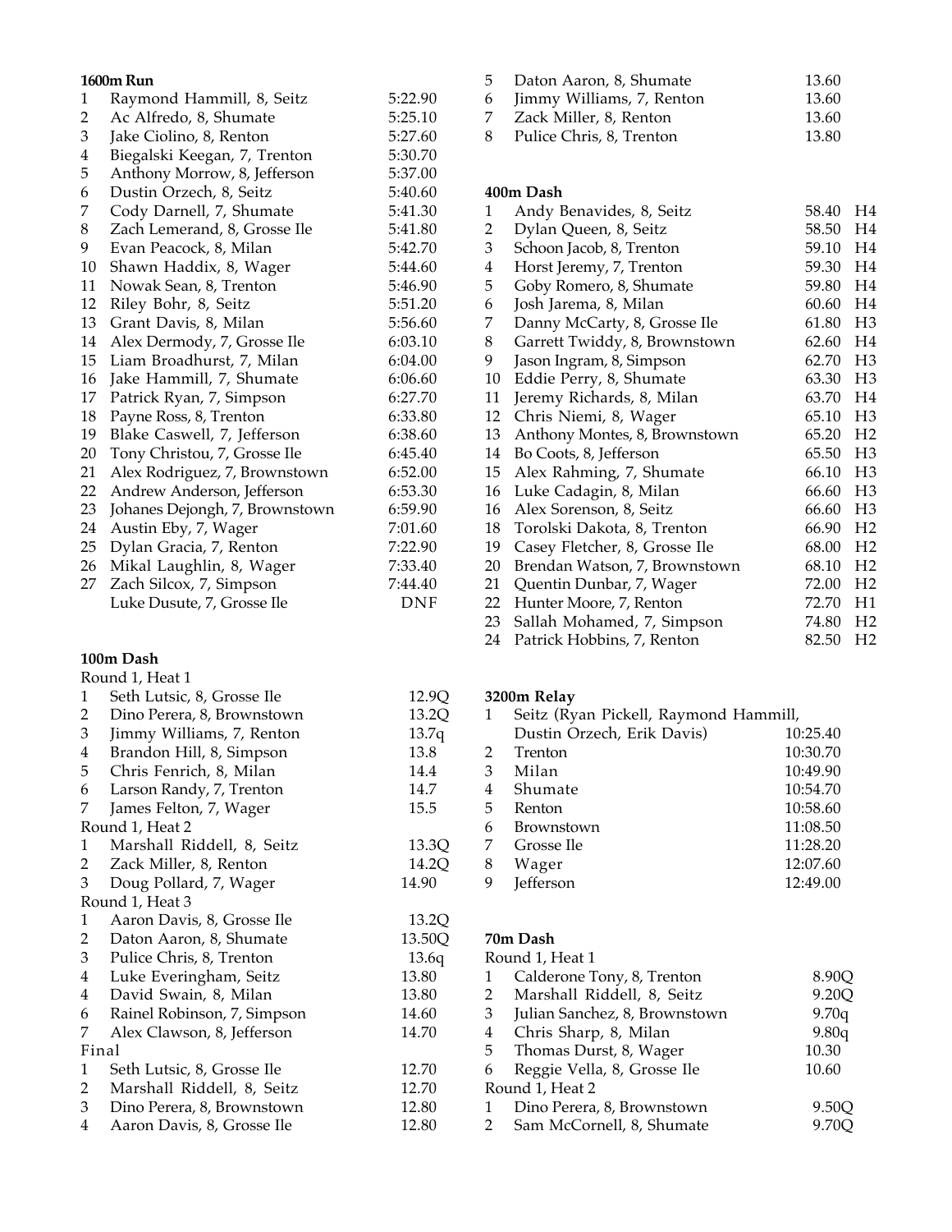**1600m Run**

| | | |
|---|---|---|
| 1 | Raymond Hammill, 8, Seitz | 5:22.90 |
| 2 | Ac Alfredo, 8, Shumate | 5:25.10 |
| 3 | Jake Ciolino, 8, Renton | 5:27.60 |
| 4 | Biegalski Keegan, 7, Trenton | 5:30.70 |
| 5 | Anthony Morrow, 8, Jefferson | 5:37.00 |
| 6 | Dustin Orzech, 8, Seitz | 5:40.60 |
| 7 | Cody Darnell, 7, Shumate | 5:41.30 |
| 8 | Zach Lemerand, 8, Grosse Ile | 5:41.80 |
| 9 | Evan Peacock, 8, Milan | 5:42.70 |
| 10 | Shawn Haddix, 8, Wager | 5:44.60 |
| 11 | Nowak Sean, 8, Trenton | 5:46.90 |
| 12 | Riley Bohr, 8, Seitz | 5:51.20 |
| 13 | Grant Davis, 8, Milan | 5:56.60 |
| 14 | Alex Dermody, 7, Grosse Ile | 6:03.10 |
| 15 | Liam Broadhurst, 7, Milan | 6:04.00 |
| 16 | Jake Hammill, 7, Shumate | 6:06.60 |
| 17 | Patrick Ryan, 7, Simpson | 6:27.70 |
| 18 | Payne Ross, 8, Trenton | 6:33.80 |
| 19 | Blake Caswell, 7, Jefferson | 6:38.60 |
| 20 | Tony Christou, 7, Grosse Ile | 6:45.40 |
| 21 | Alex Rodriguez, 7, Brownstown | 6:52.00 |
| 22 | Andrew Anderson, Jefferson | 6:53.30 |
| 23 | Johanes Dejongh, 7, Brownstown | 6:59.90 |
| 24 | Austin Eby, 7, Wager | 7:01.60 |
| 25 | Dylan Gracia, 7, Renton | 7:22.90 |
| 26 | Mikal Laughlin, 8, Wager | 7:33.40 |
| 27 | Zach Silcox, 7, Simpson | 7:44.40 |
| | Luke Dusute, 7, Grosse Ile | DNF |

**100m Dash**

| | | |
|---|---|---|
| Round 1, Heat 1 | | |
| 1 | Seth Lutsic, 8, Grosse Ile | 12.9Q |
| 2 | Dino Perera, 8, Brownstown | 13.2Q |
| 3 | Jimmy Williams, 7, Renton | 13.7q |
| 4 | Brandon Hill, 8, Simpson | 13.8 |
| 5 | Chris Fenrich, 8, Milan | 14.4 |
| 6 | Larson Randy, 7, Trenton | 14.7 |
| 7 | James Felton, 7, Wager | 15.5 |
| Round 1, Heat 2 | | |
| 1 | Marshall Riddell, 8, Seitz | 13.3Q |
| 2 | Zack Miller, 8, Renton | 14.2Q |
| 3 | Doug Pollard, 7, Wager | 14.90 |
| Round 1, Heat 3 | | |
| 1 | Aaron Davis, 8, Grosse Ile | 13.2Q |
| 2 | Daton Aaron, 8, Shumate | 13.50Q |
| 3 | Pulice Chris, 8, Trenton | 13.6q |
| 4 | Luke Everingham, Seitz | 13.80 |
| 4 | David Swain, 8, Milan | 13.80 |
| 6 | Rainel Robinson, 7, Simpson | 14.60 |
| 7 | Alex Clawson, 8, Jefferson | 14.70 |
| Final | | |
| 1 | Seth Lutsic, 8, Grosse Ile | 12.70 |
| 2 | Marshall Riddell, 8, Seitz | 12.70 |
| 3 | Dino Perera, 8, Brownstown | 12.80 |
| 4 | Aaron Davis, 8, Grosse Ile | 12.80 |
| 5 | Daton Aaron, 8, Shumate | 13.60 |
| 6 | Jimmy Williams, 7, Renton | 13.60 |
| 7 | Zack Miller, 8, Renton | 13.60 |
| 8 | Pulice Chris, 8, Trenton | 13.80 |

**400m Dash**

| | | | |
|---|---|---|---|
| 1 | Andy Benavides, 8, Seitz | 58.40 | H4 |
| 2 | Dylan Queen, 8, Seitz | 58.50 | H4 |
| 3 | Schoon Jacob, 8, Trenton | 59.10 | H4 |
| 4 | Horst Jeremy, 7, Trenton | 59.30 | H4 |
| 5 | Goby Romero, 8, Shumate | 59.80 | H4 |
| 6 | Josh Jarema, 8, Milan | 60.60 | H4 |
| 7 | Danny McCarty, 8, Grosse Ile | 61.80 | H3 |
| 8 | Garrett Twiddy, 8, Brownstown | 62.60 | H4 |
| 9 | Jason Ingram, 8, Simpson | 62.70 | H3 |
| 10 | Eddie Perry, 8, Shumate | 63.30 | H3 |
| 11 | Jeremy Richards, 8, Milan | 63.70 | H4 |
| 12 | Chris Niemi, 8, Wager | 65.10 | H3 |
| 13 | Anthony Montes, 8, Brownstown | 65.20 | H2 |
| 14 | Bo Coots, 8, Jefferson | 65.50 | H3 |
| 15 | Alex Rahming, 7, Shumate | 66.10 | H3 |
| 16 | Luke Cadagin, 8, Milan | 66.60 | H3 |
| 16 | Alex Sorenson, 8, Seitz | 66.60 | H3 |
| 18 | Torolski Dakota, 8, Trenton | 66.90 | H2 |
| 19 | Casey Fletcher, 8, Grosse Ile | 68.00 | H2 |
| 20 | Brendan Watson, 7, Brownstown | 68.10 | H2 |
| 21 | Quentin Dunbar, 7, Wager | 72.00 | H2 |
| 22 | Hunter Moore, 7, Renton | 72.70 | H1 |
| 23 | Sallah Mohamed, 7, Simpson | 74.80 | H2 |
| 24 | Patrick Hobbins, 7, Renton | 82.50 | H2 |

**3200m Relay**

| | | |
|---|---|---|
| 1 | Seitz (Ryan Pickell, Raymond Hammill, Dustin Orzech, Erik Davis) | 10:25.40 |
| 2 | Trenton | 10:30.70 |
| 3 | Milan | 10:49.90 |
| 4 | Shumate | 10:54.70 |
| 5 | Renton | 10:58.60 |
| 6 | Brownstown | 11:08.50 |
| 7 | Grosse Ile | 11:28.20 |
| 8 | Wager | 12:07.60 |
| 9 | Jefferson | 12:49.00 |

**70m Dash**

| | | |
|---|---|---|
| Round 1, Heat 1 | | |
| 1 | Calderone Tony, 8, Trenton | 8.90Q |
| 2 | Marshall Riddell, 8, Seitz | 9.20Q |
| 3 | Julian Sanchez, 8, Brownstown | 9.70q |
| 4 | Chris Sharp, 8, Milan | 9.80q |
| 5 | Thomas Durst, 8, Wager | 10.30 |
| 6 | Reggie Vella, 8, Grosse Ile | 10.60 |
| Round 1, Heat 2 | | |
| 1 | Dino Perera, 8, Brownstown | 9.50Q |
| 2 | Sam McCornell, 8, Shumate | 9.70Q |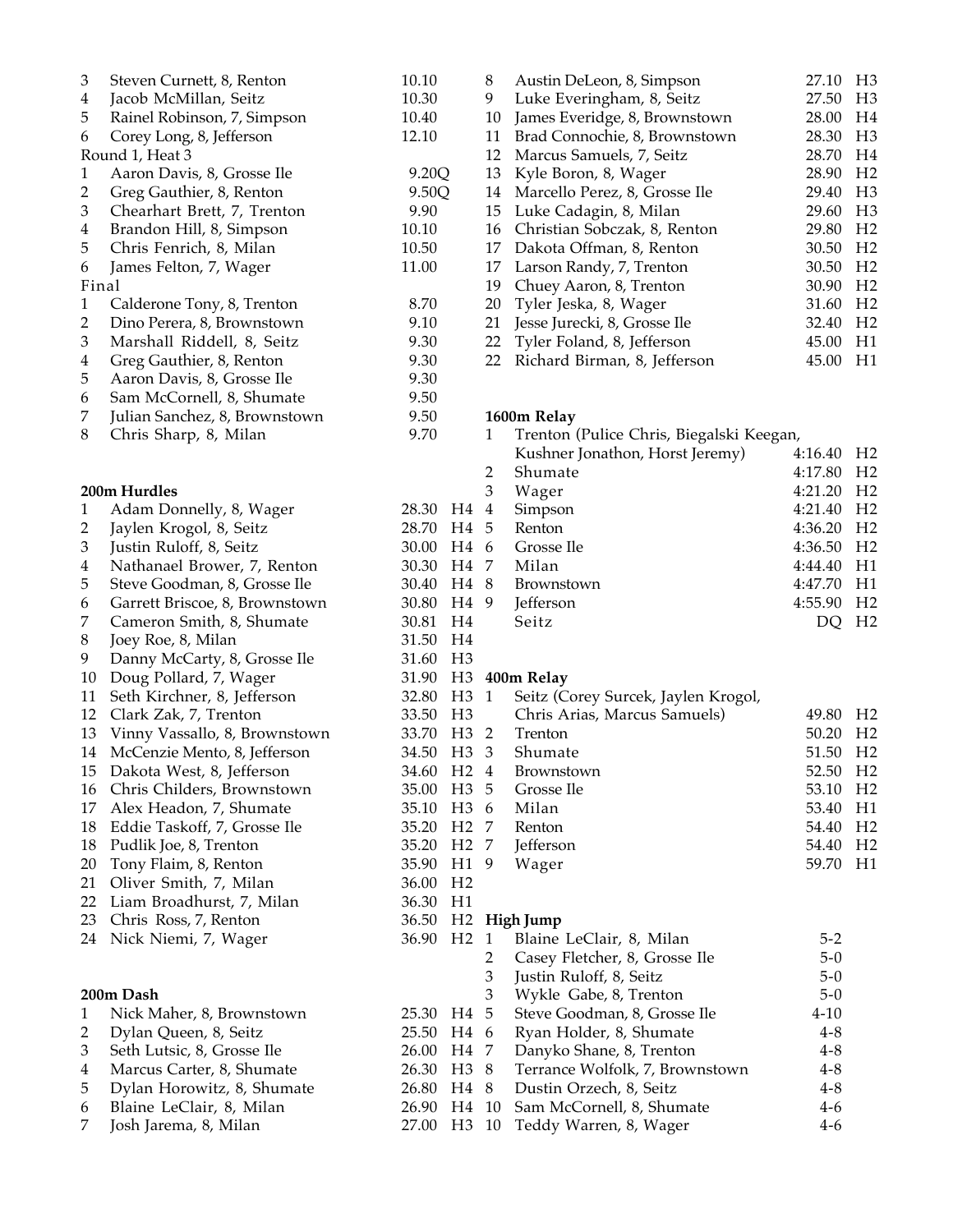| | | |
|---|---|---|
| 3 | Steven Curnett, 8, Renton | 10.10 |
| 4 | Jacob McMillan, Seitz | 10.30 |
| 5 | Rainel Robinson, 7, Simpson | 10.40 |
| 6 | Corey Long, 8, Jefferson | 12.10 |

Round 1, Heat 3

| | | |
|---|---|---|
| 1 | Aaron Davis, 8, Grosse Ile | 9.20Q |
| 2 | Greg Gauthier, 8, Renton | 9.50Q |
| 3 | Chearhart Brett, 7, Trenton | 9.90 |
| 4 | Brandon Hill, 8, Simpson | 10.10 |
| 5 | Chris Fenrich, 8, Milan | 10.50 |
| 6 | James Felton, 7, Wager | 11.00 |

Final

| | | |
|---|---|---|
| 1 | Calderone Tony, 8, Trenton | 8.70 |
| 2 | Dino Perera, 8, Brownstown | 9.10 |
| 3 | Marshall Riddell, 8, Seitz | 9.30 |
| 4 | Greg Gauthier, 8, Renton | 9.30 |
| 5 | Aaron Davis, 8, Grosse Ile | 9.30 |
| 6 | Sam McCornell, 8, Shumate | 9.50 |
| 7 | Julian Sanchez, 8, Brownstown | 9.50 |
| 8 | Chris Sharp, 8, Milan | 9.70 |

**200m Hurdles**

| | | | |
|---|---|---|---|
| 1 | Adam Donnelly, 8, Wager | 28.30 | H4 |
| 2 | Jaylen Krogol, 8, Seitz | 28.70 | H4 |
| 3 | Justin Ruloff, 8, Seitz | 30.00 | H4 |
| 4 | Nathanael Brower, 7, Renton | 30.30 | H4 |
| 5 | Steve Goodman, 8, Grosse Ile | 30.40 | H4 |
| 6 | Garrett Briscoe, 8, Brownstown | 30.80 | H4 |
| 7 | Cameron Smith, 8, Shumate | 30.81 | H4 |
| 8 | Joey Roe, 8, Milan | 31.50 | H4 |
| 9 | Danny McCarty, 8, Grosse Ile | 31.60 | H3 |
| 10 | Doug Pollard, 7, Wager | 31.90 | H3 |
| 11 | Seth Kirchner, 8, Jefferson | 32.80 | H3 |
| 12 | Clark Zak, 7, Trenton | 33.50 | H3 |
| 13 | Vinny Vassallo, 8, Brownstown | 33.70 | H3 |
| 14 | McCenzie Mento, 8, Jefferson | 34.50 | H3 |
| 15 | Dakota West, 8, Jefferson | 34.60 | H2 |
| 16 | Chris Childers, Brownstown | 35.00 | H3 |
| 17 | Alex Headon, 7, Shumate | 35.10 | H3 |
| 18 | Eddie Taskoff, 7, Grosse Ile | 35.20 | H2 |
| 18 | Pudlik Joe, 8, Trenton | 35.20 | H2 |
| 20 | Tony Flaim, 8, Renton | 35.90 | H1 |
| 21 | Oliver Smith, 7, Milan | 36.00 | H2 |
| 22 | Liam Broadhurst, 7, Milan | 36.30 | H1 |
| 23 | Chris Ross, 7, Renton | 36.50 | H2 |
| 24 | Nick Niemi, 7, Wager | 36.90 | H2 |

**200m Dash**

| | | | |
|---|---|---|---|
| 1 | Nick Maher, 8, Brownstown | 25.30 | H4 |
| 2 | Dylan Queen, 8, Seitz | 25.50 | H4 |
| 3 | Seth Lutsic, 8, Grosse Ile | 26.00 | H4 |
| 4 | Marcus Carter, 8, Shumate | 26.30 | H3 |
| 5 | Dylan Horowitz, 8, Shumate | 26.80 | H4 |
| 6 | Blaine LeClair, 8, Milan | 26.90 | H4 |
| 7 | Josh Jarema, 8, Milan | 27.00 | H3 |
| 8 | Austin DeLeon, 8, Simpson | 27.10 | H3 |
| 9 | Luke Everingham, 8, Seitz | 27.50 | H3 |
| 10 | James Everidge, 8, Brownstown | 28.00 | H4 |
| 11 | Brad Connochie, 8, Brownstown | 28.30 | H3 |
| 12 | Marcus Samuels, 7, Seitz | 28.70 | H4 |
| 13 | Kyle Boron, 8, Wager | 28.90 | H2 |
| 14 | Marcello Perez, 8, Grosse Ile | 29.40 | H3 |
| 15 | Luke Cadagin, 8, Milan | 29.60 | H3 |
| 16 | Christian Sobczak, 8, Renton | 29.80 | H2 |
| 17 | Dakota Offman, 8, Renton | 30.50 | H2 |
| 17 | Larson Randy, 7, Trenton | 30.50 | H2 |
| 19 | Chuey Aaron, 8, Trenton | 30.90 | H2 |
| 20 | Tyler Jeska, 8, Wager | 31.60 | H2 |
| 21 | Jesse Jurecki, 8, Grosse Ile | 32.40 | H2 |
| 22 | Tyler Foland, 8, Jefferson | 45.00 | H1 |
| 22 | Richard Birman, 8, Jefferson | 45.00 | H1 |

**1600m Relay**

| | | | |
|---|---|---|---|
| 1 | Trenton (Pulice Chris, Biegalski Keegan, Kushner Jonathon, Horst Jeremy) | 4:16.40 | H2 |
| 2 | Shumate | 4:17.80 | H2 |
| 3 | Wager | 4:21.20 | H2 |
| 4 | Simpson | 4:21.40 | H2 |
| 5 | Renton | 4:36.20 | H2 |
| 6 | Grosse Ile | 4:36.50 | H2 |
| 7 | Milan | 4:44.40 | H1 |
| 8 | Brownstown | 4:47.70 | H1 |
| 9 | Jefferson | 4:55.90 | H2 |
| | Seitz | DQ | H2 |

**400m Relay**

| | | | |
|---|---|---|---|
| 1 | Seitz (Corey Surcek, Jaylen Krogol, Chris Arias, Marcus Samuels) | 49.80 | H2 |
| 2 | Trenton | 50.20 | H2 |
| 3 | Shumate | 51.50 | H2 |
| 4 | Brownstown | 52.50 | H2 |
| 5 | Grosse Ile | 53.10 | H2 |
| 6 | Milan | 53.40 | H1 |
| 7 | Renton | 54.40 | H2 |
| 7 | Jefferson | 54.40 | H2 |
| 9 | Wager | 59.70 | H1 |

**High Jump**

| | | |
|---|---|---|
| 1 | Blaine LeClair, 8, Milan | 5-2 |
| 2 | Casey Fletcher, 8, Grosse Ile | 5-0 |
| 3 | Justin Ruloff, 8, Seitz | 5-0 |
| 3 | Wykle Gabe, 8, Trenton | 5-0 |
| 5 | Steve Goodman, 8, Grosse Ile | 4-10 |
| 6 | Ryan Holder, 8, Shumate | 4-8 |
| 7 | Danyko Shane, 8, Trenton | 4-8 |
| 8 | Terrance Wolfolk, 7, Brownstown | 4-8 |
| 8 | Dustin Orzech, 8, Seitz | 4-8 |
| 10 | Sam McCornell, 8, Shumate | 4-6 |
| 10 | Teddy Warren, 8, Wager | 4-6 |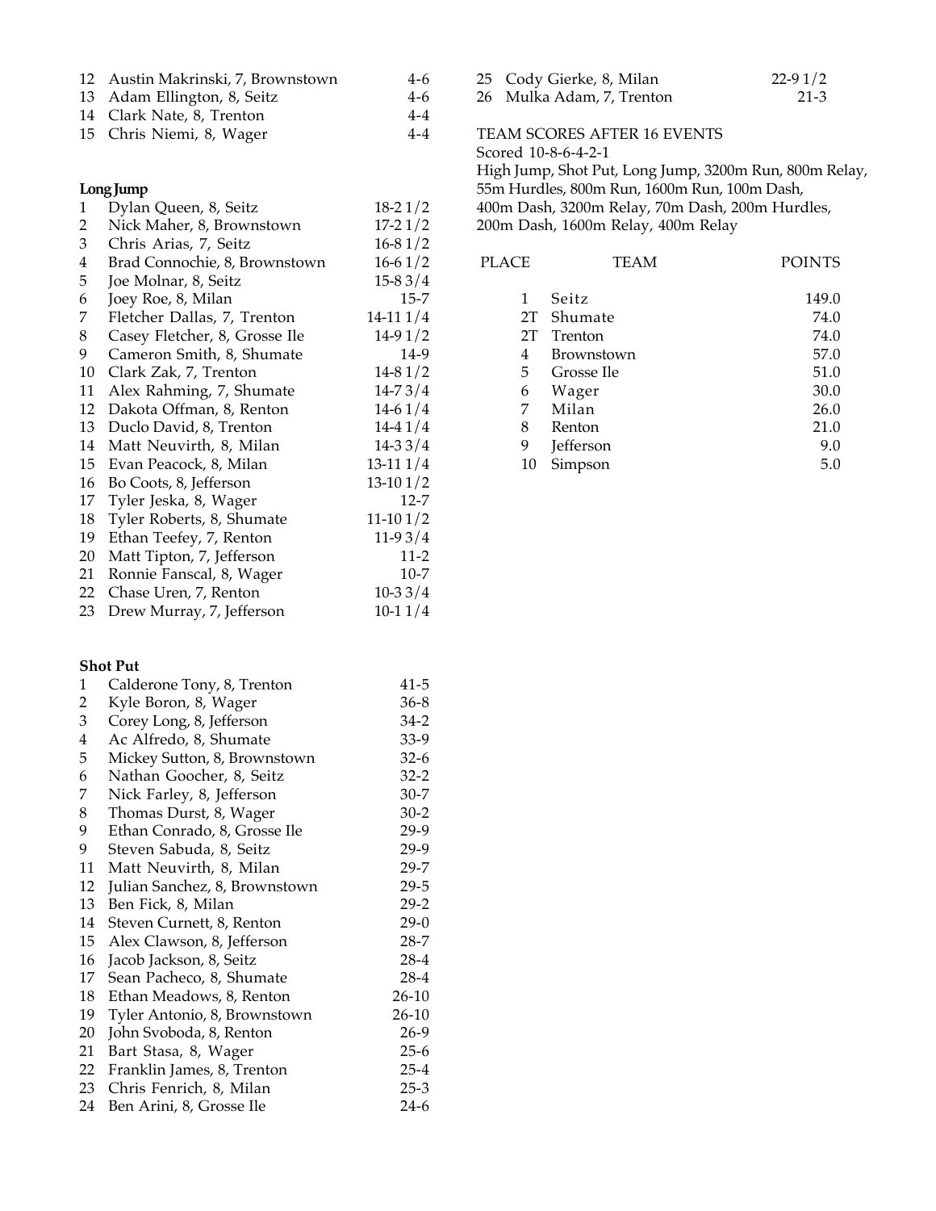| | | |
|---|---|---|
| 12 | Austin Makrinski, 7, Brownstown | 4-6 |
| 13 | Adam Ellington, 8, Seitz | 4-6 |
| 14 | Clark Nate, 8, Trenton | 4-4 |
| 15 | Chris Niemi, 8, Wager | 4-4 |

**Long Jump**

| | | |
|---|---|---|
| 1 | Dylan Queen, 8, Seitz | 18-2 1/2 |
| 2 | Nick Maher, 8, Brownstown | 17-2 1/2 |
| 3 | Chris Arias, 7, Seitz | 16-8 1/2 |
| 4 | Brad Connochie, 8, Brownstown | 16-6 1/2 |
| 5 | Joe Molnar, 8, Seitz | 15-8 3/4 |
| 6 | Joey Roe, 8, Milan | 15-7 |
| 7 | Fletcher Dallas, 7, Trenton | 14-11 1/4 |
| 8 | Casey Fletcher, 8, Grosse Ile | 14-9 1/2 |
| 9 | Cameron Smith, 8, Shumate | 14-9 |
| 10 | Clark Zak, 7, Trenton | 14-8 1/2 |
| 11 | Alex Rahming, 7, Shumate | 14-7 3/4 |
| 12 | Dakota Offman, 8, Renton | 14-6 1/4 |
| 13 | Duclo David, 8, Trenton | 14-4 1/4 |
| 14 | Matt Neuvirth, 8, Milan | 14-3 3/4 |
| 15 | Evan Peacock, 8, Milan | 13-11 1/4 |
| 16 | Bo Coots, 8, Jefferson | 13-10 1/2 |
| 17 | Tyler Jeska, 8, Wager | 12-7 |
| 18 | Tyler Roberts, 8, Shumate | 11-10 1/2 |
| 19 | Ethan Teefey, 7, Renton | 11-9 3/4 |
| 20 | Matt Tipton, 7, Jefferson | 11-2 |
| 21 | Ronnie Fanscal, 8, Wager | 10-7 |
| 22 | Chase Uren, 7, Renton | 10-3 3/4 |
| 23 | Drew Murray, 7, Jefferson | 10-1 1/4 |

**Shot Put**

| | | |
|---|---|---|
| 1 | Calderone Tony, 8, Trenton | 41-5 |
| 2 | Kyle Boron, 8, Wager | 36-8 |
| 3 | Corey Long, 8, Jefferson | 34-2 |
| 4 | Ac Alfredo, 8, Shumate | 33-9 |
| 5 | Mickey Sutton, 8, Brownstown | 32-6 |
| 6 | Nathan Goocher, 8, Seitz | 32-2 |
| 7 | Nick Farley, 8, Jefferson | 30-7 |
| 8 | Thomas Durst, 8, Wager | 30-2 |
| 9 | Ethan Conrado, 8, Grosse Ile | 29-9 |
| 9 | Steven Sabuda, 8, Seitz | 29-9 |
| 11 | Matt Neuvirth, 8, Milan | 29-7 |
| 12 | Julian Sanchez, 8, Brownstown | 29-5 |
| 13 | Ben Fick, 8, Milan | 29-2 |
| 14 | Steven Curnett, 8, Renton | 29-0 |
| 15 | Alex Clawson, 8, Jefferson | 28-7 |
| 16 | Jacob Jackson, 8, Seitz | 28-4 |
| 17 | Sean Pacheco, 8, Shumate | 28-4 |
| 18 | Ethan Meadows, 8, Renton | 26-10 |
| 19 | Tyler Antonio, 8, Brownstown | 26-10 |
| 20 | John Svoboda, 8, Renton | 26-9 |
| 21 | Bart Stasa, 8, Wager | 25-6 |
| 22 | Franklin James, 8, Trenton | 25-4 |
| 23 | Chris Fenrich, 8, Milan | 25-3 |
| 24 | Ben Arini, 8, Grosse Ile | 24-6 |
| 25 | Cody Gierke, 8, Milan | 22-9 1/2 |
| 26 | Mulka Adam, 7, Trenton | 21-3 |

TEAM SCORES AFTER 16 EVENTS

Scored 10-8-6-4-2-1

High Jump, Shot Put, Long Jump, 3200m Run, 800m Relay, 55m Hurdles, 800m Run, 1600m Run, 100m Dash, 400m Dash, 3200m Relay, 70m Dash, 200m Hurdles, 200m Dash, 1600m Relay, 400m Relay

| PLACE | TEAM | POINTS |
|---|---|---|
| 1 | Seitz | 149.0 |
| 2T | Shumate | 74.0 |
| 2T | Trenton | 74.0 |
| 4 | Brownstown | 57.0 |
| 5 | Grosse Ile | 51.0 |
| 6 | Wager | 30.0 |
| 7 | Milan | 26.0 |
| 8 | Renton | 21.0 |
| 9 | Jefferson | 9.0 |
| 10 | Simpson | 5.0 |